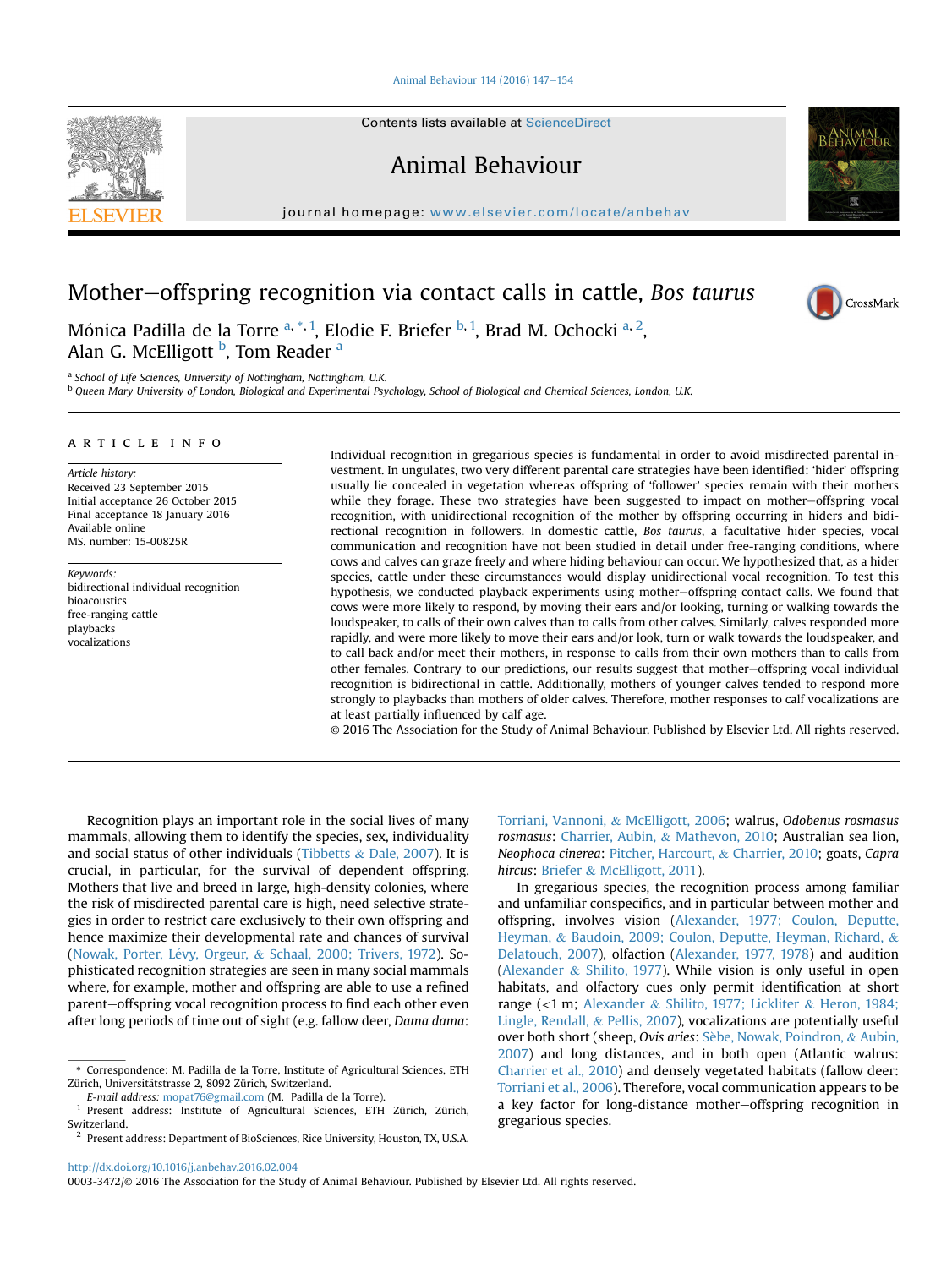# Mother–offspring recognition via contact calls in cattle, *Bos taurus*

Mónica Padilla de la Torre [a, *, 1], Elodie F. Briefer [b, 1], Brad M. Ochocki [a, 2], Alan G. McElligott [b], Tom Reader [a]

[a] School of Life Sciences, University of Nottingham, Nottingham, U.K.
[b] Queen Mary University of London, Biological and Experimental Psychology, School of Biological and Chemical Sciences, London, U.K.

## ARTICLE INFO

*Article history:*
Received 23 September 2015
Initial acceptance 26 October 2015
Final acceptance 18 January 2016
Available online
MS. number: 15-00825R

*Keywords:*
bidirectional individual recognition
bioacoustics
free-ranging cattle
playbacks
vocalizations

Individual recognition in gregarious species is fundamental in order to avoid misdirected parental investment. In ungulates, two very different parental care strategies have been identified: 'hider' offspring usually lie concealed in vegetation whereas offspring of 'follower' species remain with their mothers while they forage. These two strategies have been suggested to impact on mother–offspring vocal recognition, with unidirectional recognition of the mother by offspring occurring in hiders and bidirectional recognition in followers. In domestic cattle, *Bos taurus*, a facultative hider species, vocal communication and recognition have not been studied in detail under free-ranging conditions, where cows and calves can graze freely and where hiding behaviour can occur. We hypothesized that, as a hider species, cattle under these circumstances would display unidirectional vocal recognition. To test this hypothesis, we conducted playback experiments using mother–offspring contact calls. We found that cows were more likely to respond, by moving their ears and/or looking, turning or walking towards the loudspeaker, to calls of their own calves than to calls from other calves. Similarly, calves responded more rapidly, and were more likely to move their ears and/or look, turn or walk towards the loudspeaker, and to call back and/or meet their mothers, in response to calls from their own mothers than to calls from other females. Contrary to our predictions, our results suggest that mother–offspring vocal individual recognition is bidirectional in cattle. Additionally, mothers of younger calves tended to respond more strongly to playbacks than mothers of older calves. Therefore, mother responses to calf vocalizations are at least partially influenced by calf age.

© 2016 The Association for the Study of Animal Behaviour. Published by Elsevier Ltd. All rights reserved.

Recognition plays an important role in the social lives of many mammals, allowing them to identify the species, sex, individuality and social status of other individuals (Tibbetts & Dale, 2007). It is crucial, in particular, for the survival of dependent offspring. Mothers that live and breed in large, high-density colonies, where the risk of misdirected parental care is high, need selective strategies in order to restrict care exclusively to their own offspring and hence maximize their developmental rate and chances of survival (Nowak, Porter, Lévy, Orgeur, & Schaal, 2000; Trivers, 1972). Sophisticated recognition strategies are seen in many social mammals where, for example, mother and offspring are able to use a refined parent–offspring vocal recognition process to find each other even after long periods of time out of sight (e.g. fallow deer, *Dama dama*: Torriani, Vannoni, & McElligott, 2006; walrus, *Odobenus rosmasus rosmasus*: Charrier, Aubin, & Mathevon, 2010; Australian sea lion, *Neophoca cinerea*: Pitcher, Harcourt, & Charrier, 2010; goats, *Capra hircus*: Briefer & McElligott, 2011).

In gregarious species, the recognition process among familiar and unfamiliar conspecifics, and in particular between mother and offspring, involves vision (Alexander, 1977; Coulon, Deputte, Heyman, & Baudoin, 2009; Coulon, Deputte, Heyman, Richard, & Delatouch, 2007), olfaction (Alexander, 1977, 1978) and audition (Alexander & Shilito, 1977). While vision is only useful in open habitats, and olfactory cues only permit identification at short range (<1 m; Alexander & Shilito, 1977; Lickliter & Heron, 1984; Lingle, Rendall, & Pellis, 2007), vocalizations are potentially useful over both short (sheep, *Ovis aries*: Sèbe, Nowak, Poindron, & Aubin, 2007) and long distances, and in both open (Atlantic walrus: Charrier et al., 2010) and densely vegetated habitats (fallow deer: Torriani et al., 2006). Therefore, vocal communication appears to be a key factor for long-distance mother–offspring recognition in gregarious species.

---

* Correspondence: M. Padilla de la Torre, Institute of Agricultural Sciences, ETH Zürich, Universitätstrasse 2, 8092 Zürich, Switzerland.
*E-mail address:* mopat76@gmail.com (M. Padilla de la Torre).
[1] Present address: Institute of Agricultural Sciences, ETH Zürich, Zürich, Switzerland.
[2] Present address: Department of BioSciences, Rice University, Houston, TX, U.S.A.

http://dx.doi.org/10.1016/j.anbehav.2016.02.004
0003-3472/© 2016 The Association for the Study of Animal Behaviour. Published by Elsevier Ltd. All rights reserved.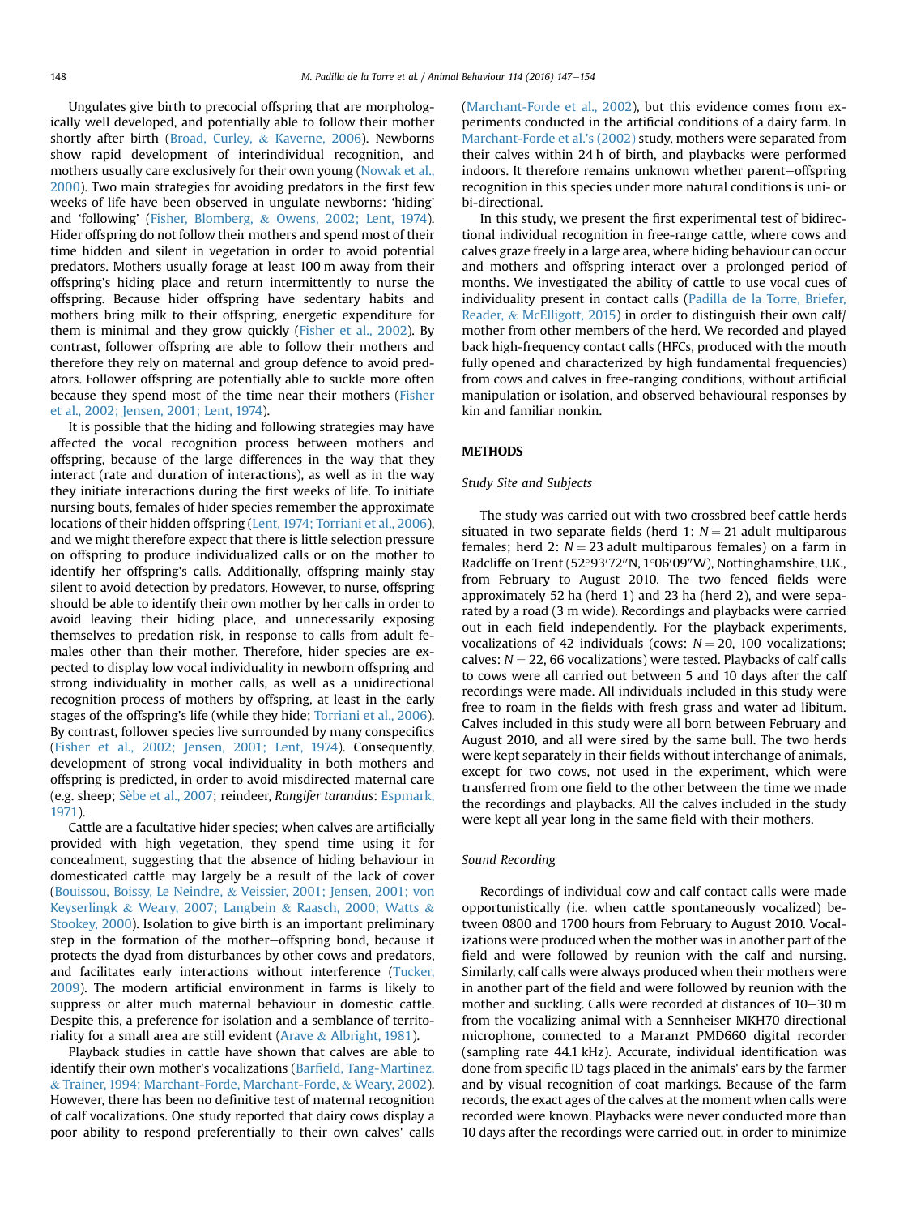Ungulates give birth to precocial offspring that are morphologically well developed, and potentially able to follow their mother shortly after birth (Broad, Curley, & Kaverne, 2006). Newborns show rapid development of interindividual recognition, and mothers usually care exclusively for their own young (Nowak et al., 2000). Two main strategies for avoiding predators in the first few weeks of life have been observed in ungulate newborns: 'hiding' and 'following' (Fisher, Blomberg, & Owens, 2002; Lent, 1974). Hider offspring do not follow their mothers and spend most of their time hidden and silent in vegetation in order to avoid potential predators. Mothers usually forage at least 100 m away from their offspring's hiding place and return intermittently to nurse the offspring. Because hider offspring have sedentary habits and mothers bring milk to their offspring, energetic expenditure for them is minimal and they grow quickly (Fisher et al., 2002). By contrast, follower offspring are able to follow their mothers and therefore they rely on maternal and group defence to avoid predators. Follower offspring are potentially able to suckle more often because they spend most of the time near their mothers (Fisher et al., 2002; Jensen, 2001; Lent, 1974).

It is possible that the hiding and following strategies may have affected the vocal recognition process between mothers and offspring, because of the large differences in the way that they interact (rate and duration of interactions), as well as in the way they initiate interactions during the first weeks of life. To initiate nursing bouts, females of hider species remember the approximate locations of their hidden offspring (Lent, 1974; Torriani et al., 2006), and we might therefore expect that there is little selection pressure on offspring to produce individualized calls or on the mother to identify her offspring's calls. Additionally, offspring mainly stay silent to avoid detection by predators. However, to nurse, offspring should be able to identify their own mother by her calls in order to avoid leaving their hiding place, and unnecessarily exposing themselves to predation risk, in response to calls from adult females other than their mother. Therefore, hider species are expected to display low vocal individuality in newborn offspring and strong individuality in mother calls, as well as a unidirectional recognition process of mothers by offspring, at least in the early stages of the offspring's life (while they hide; Torriani et al., 2006). By contrast, follower species live surrounded by many conspecifics (Fisher et al., 2002; Jensen, 2001; Lent, 1974). Consequently, development of strong vocal individuality in both mothers and offspring is predicted, in order to avoid misdirected maternal care (e.g. sheep; Sèbe et al., 2007; reindeer, *Rangifer tarandus*: Espmark, 1971).

Cattle are a facultative hider species; when calves are artificially provided with high vegetation, they spend time using it for concealment, suggesting that the absence of hiding behaviour in domesticated cattle may largely be a result of the lack of cover (Bouissou, Boissy, Le Neindre, & Veissier, 2001; Jensen, 2001; von Keyserlingk & Weary, 2007; Langbein & Raasch, 2000; Watts & Stookey, 2000). Isolation to give birth is an important preliminary step in the formation of the mother–offspring bond, because it protects the dyad from disturbances by other cows and predators, and facilitates early interactions without interference (Tucker, 2009). The modern artificial environment in farms is likely to suppress or alter much maternal behaviour in domestic cattle. Despite this, a preference for isolation and a semblance of territoriality for a small area are still evident (Arave & Albright, 1981).

Playback studies in cattle have shown that calves are able to identify their own mother's vocalizations (Barfield, Tang-Martinez, & Trainer, 1994; Marchant-Forde, Marchant-Forde, & Weary, 2002). However, there has been no definitive test of maternal recognition of calf vocalizations. One study reported that dairy cows display a poor ability to respond preferentially to their own calves' calls (Marchant-Forde et al., 2002), but this evidence comes from experiments conducted in the artificial conditions of a dairy farm. In Marchant-Forde et al.'s (2002) study, mothers were separated from their calves within 24 h of birth, and playbacks were performed indoors. It therefore remains unknown whether parent–offspring recognition in this species under more natural conditions is uni- or bi-directional.

In this study, we present the first experimental test of bidirectional individual recognition in free-range cattle, where cows and calves graze freely in a large area, where hiding behaviour can occur and mothers and offspring interact over a prolonged period of months. We investigated the ability of cattle to use vocal cues of individuality present in contact calls (Padilla de la Torre, Briefer, Reader, & McElligott, 2015) in order to distinguish their own calf/mother from other members of the herd. We recorded and played back high-frequency contact calls (HFCs, produced with the mouth fully opened and characterized by high fundamental frequencies) from cows and calves in free-ranging conditions, without artificial manipulation or isolation, and observed behavioural responses by kin and familiar nonkin.

## METHODS

### Study Site and Subjects

The study was carried out with two crossbred beef cattle herds situated in two separate fields (herd 1: $N = 21$ adult multiparous females; herd 2: $N = 23$ adult multiparous females) on a farm in Radcliffe on Trent (52°93′72″N, 1°06′09″W), Nottinghamshire, U.K., from February to August 2010. The two fenced fields were approximately 52 ha (herd 1) and 23 ha (herd 2), and were separated by a road (3 m wide). Recordings and playbacks were carried out in each field independently. For the playback experiments, vocalizations of 42 individuals (cows: $N = 20$, 100 vocalizations; calves: $N = 22$, 66 vocalizations) were tested. Playbacks of calf calls to cows were all carried out between 5 and 10 days after the calf recordings were made. All individuals included in this study were free to roam in the fields with fresh grass and water ad libitum. Calves included in this study were all born between February and August 2010, and all were sired by the same bull. The two herds were kept separately in their fields without interchange of animals, except for two cows, not used in the experiment, which were transferred from one field to the other between the time we made the recordings and playbacks. All the calves included in the study were kept all year long in the same field with their mothers.

### Sound Recording

Recordings of individual cow and calf contact calls were made opportunistically (i.e. when cattle spontaneously vocalized) between 0800 and 1700 hours from February to August 2010. Vocalizations were produced when the mother was in another part of the field and were followed by reunion with the calf and nursing. Similarly, calf calls were always produced when their mothers were in another part of the field and were followed by reunion with the mother and suckling. Calls were recorded at distances of 10–30 m from the vocalizing animal with a Sennheiser MKH70 directional microphone, connected to a Marantz PMD660 digital recorder (sampling rate 44.1 kHz). Accurate, individual identification was done from specific ID tags placed in the animals' ears by the farmer and by visual recognition of coat markings. Because of the farm records, the exact ages of the calves at the moment when calls were recorded were known. Playbacks were never conducted more than 10 days after the recordings were carried out, in order to minimize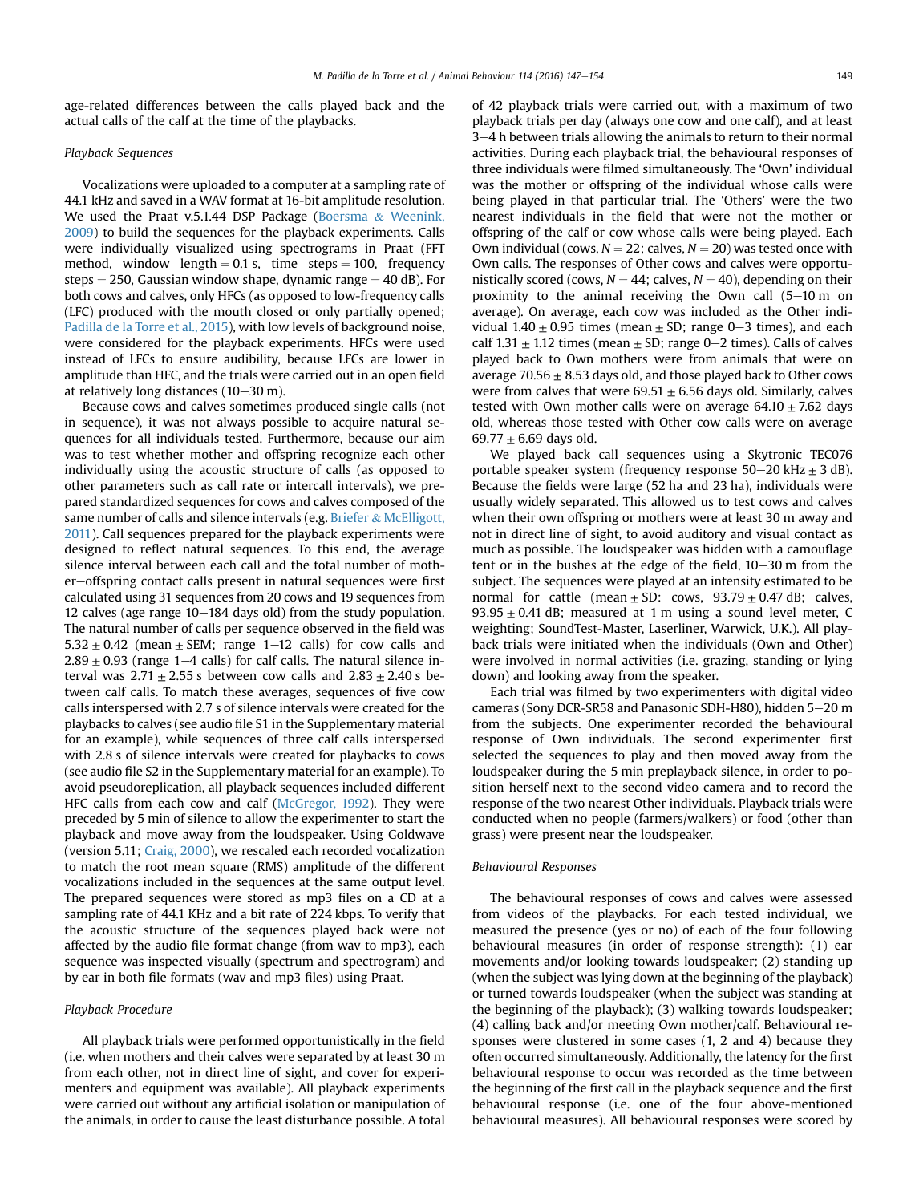age-related differences between the calls played back and the actual calls of the calf at the time of the playbacks.

### Playback Sequences

Vocalizations were uploaded to a computer at a sampling rate of 44.1 kHz and saved in a WAV format at 16-bit amplitude resolution. We used the Praat v.5.1.44 DSP Package (Boersma & Weenink, 2009) to build the sequences for the playback experiments. Calls were individually visualized using spectrograms in Praat (FFT method, window length = 0.1 s, time steps = 100, frequency steps = 250, Gaussian window shape, dynamic range = 40 dB). For both cows and calves, only HFCs (as opposed to low-frequency calls (LFC) produced with the mouth closed or only partially opened; Padilla de la Torre et al., 2015), with low levels of background noise, were considered for the playback experiments. HFCs were used instead of LFCs to ensure audibility, because LFCs are lower in amplitude than HFC, and the trials were carried out in an open field at relatively long distances (10–30 m).

Because cows and calves sometimes produced single calls (not in sequence), it was not always possible to acquire natural sequences for all individuals tested. Furthermore, because our aim was to test whether mother and offspring recognize each other individually using the acoustic structure of calls (as opposed to other parameters such as call rate or intercall intervals), we prepared standardized sequences for cows and calves composed of the same number of calls and silence intervals (e.g. Briefer & McElligott, 2011). Call sequences prepared for the playback experiments were designed to reflect natural sequences. To this end, the average silence interval between each call and the total number of mother–offspring contact calls present in natural sequences were first calculated using 31 sequences from 20 cows and 19 sequences from 12 calves (age range 10–184 days old) from the study population. The natural number of calls per sequence observed in the field was 5.32 ± 0.42 (mean ± SEM; range 1–12 calls) for cow calls and 2.89 ± 0.93 (range 1–4 calls) for calf calls. The natural silence interval was 2.71 ± 2.55 s between cow calls and 2.83 ± 2.40 s between calf calls. To match these averages, sequences of five cow calls interspersed with 2.7 s of silence intervals were created for the playbacks to calves (see audio file S1 in the Supplementary material for an example), while sequences of three calf calls interspersed with 2.8 s of silence intervals were created for playbacks to cows (see audio file S2 in the Supplementary material for an example). To avoid pseudoreplication, all playback sequences included different HFC calls from each cow and calf (McGregor, 1992). They were preceded by 5 min of silence to allow the experimenter to start the playback and move away from the loudspeaker. Using Goldwave (version 5.11; Craig, 2000), we rescaled each recorded vocalization to match the root mean square (RMS) amplitude of the different vocalizations included in the sequences at the same output level. The prepared sequences were stored as mp3 files on a CD at a sampling rate of 44.1 KHz and a bit rate of 224 kbps. To verify that the acoustic structure of the sequences played back were not affected by the audio file format change (from wav to mp3), each sequence was inspected visually (spectrum and spectrogram) and by ear in both file formats (wav and mp3 files) using Praat.

### Playback Procedure

All playback trials were performed opportunistically in the field (i.e. when mothers and their calves were separated by at least 30 m from each other, not in direct line of sight, and cover for experimenters and equipment was available). All playback experiments were carried out without any artificial isolation or manipulation of the animals, in order to cause the least disturbance possible. A total of 42 playback trials were carried out, with a maximum of two playback trials per day (always one cow and one calf), and at least 3–4 h between trials allowing the animals to return to their normal activities. During each playback trial, the behavioural responses of three individuals were filmed simultaneously. The 'Own' individual was the mother or offspring of the individual whose calls were being played in that particular trial. The 'Others' were the two nearest individuals in the field that were not the mother or offspring of the calf or cow whose calls were being played. Each Own individual (cows, $N = 22$; calves, $N = 20$) was tested once with Own calls. The responses of Other cows and calves were opportunistically scored (cows, $N = 44$; calves, $N = 40$), depending on their proximity to the animal receiving the Own call (5–10 m on average). On average, each cow was included as the Other individual 1.40 ± 0.95 times (mean ± SD; range 0–3 times), and each calf 1.31 ± 1.12 times (mean ± SD; range 0–2 times). Calls of calves played back to Own mothers were from animals that were on average 70.56 ± 8.53 days old, and those played back to Other cows were from calves that were 69.51 ± 6.56 days old. Similarly, calves tested with Own mother calls were on average 64.10 ± 7.62 days old, whereas those tested with Other cow calls were on average 69.77 ± 6.69 days old.

We played back call sequences using a Skytronic TEC076 portable speaker system (frequency response 50–20 kHz ± 3 dB). Because the fields were large (52 ha and 23 ha), individuals were usually widely separated. This allowed us to test cows and calves when their own offspring or mothers were at least 30 m away and not in direct line of sight, to avoid auditory and visual contact as much as possible. The loudspeaker was hidden with a camouflage tent or in the bushes at the edge of the field, 10–30 m from the subject. The sequences were played at an intensity estimated to be normal for cattle (mean ± SD: cows, 93.79 ± 0.47 dB; calves, 93.95 ± 0.41 dB; measured at 1 m using a sound level meter, C weighting; SoundTest-Master, Laserliner, Warwick, U.K.). All playback trials were initiated when the individuals (Own and Other) were involved in normal activities (i.e. grazing, standing or lying down) and looking away from the speaker.

Each trial was filmed by two experimenters with digital video cameras (Sony DCR-SR58 and Panasonic SDH-H80), hidden 5–20 m from the subjects. One experimenter recorded the behavioural response of Own individuals. The second experimenter first selected the sequences to play and then moved away from the loudspeaker during the 5 min preplayback silence, in order to position herself next to the second video camera and to record the response of the two nearest Other individuals. Playback trials were conducted when no people (farmers/walkers) or food (other than grass) were present near the loudspeaker.

### Behavioural Responses

The behavioural responses of cows and calves were assessed from videos of the playbacks. For each tested individual, we measured the presence (yes or no) of each of the four following behavioural measures (in order of response strength): (1) ear movements and/or looking towards loudspeaker; (2) standing up (when the subject was lying down at the beginning of the playback) or turned towards loudspeaker (when the subject was standing at the beginning of the playback); (3) walking towards loudspeaker; (4) calling back and/or meeting Own mother/calf. Behavioural responses were clustered in some cases (1, 2 and 4) because they often occurred simultaneously. Additionally, the latency for the first behavioural response to occur was recorded as the time between the beginning of the first call in the playback sequence and the first behavioural response (i.e. one of the four above-mentioned behavioural measures). All behavioural responses were scored by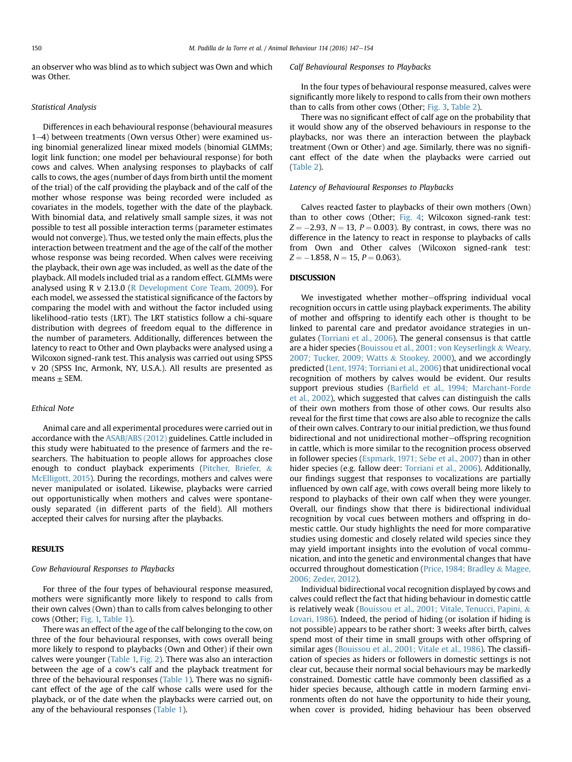an observer who was blind as to which subject was Own and which was Other.

### Statistical Analysis

Differences in each behavioural response (behavioural measures 1–4) between treatments (Own versus Other) were examined using binomial generalized linear mixed models (binomial GLMMs; logit link function; one model per behavioural response) for both cows and calves. When analysing responses to playbacks of calf calls to cows, the ages (number of days from birth until the moment of the trial) of the calf providing the playback and of the calf of the mother whose response was being recorded were included as covariates in the models, together with the date of the playback. With binomial data, and relatively small sample sizes, it was not possible to test all possible interaction terms (parameter estimates would not converge). Thus, we tested only the main effects, plus the interaction between treatment and the age of the calf of the mother whose response was being recorded. When calves were receiving the playback, their own age was included, as well as the date of the playback. All models included trial as a random effect. GLMMs were analysed using R v 2.13.0 (R Development Core Team, 2009). For each model, we assessed the statistical significance of the factors by comparing the model with and without the factor included using likelihood-ratio tests (LRT). The LRT statistics follow a chi-square distribution with degrees of freedom equal to the difference in the number of parameters. Additionally, differences between the latency to react to Other and Own playbacks were analysed using a Wilcoxon signed-rank test. This analysis was carried out using SPSS v 20 (SPSS Inc, Armonk, NY, U.S.A.). All results are presented as means ± SEM.

### Ethical Note

Animal care and all experimental procedures were carried out in accordance with the ASAB/ABS (2012) guidelines. Cattle included in this study were habituated to the presence of farmers and the researchers. The habituation to people allows for approaches close enough to conduct playback experiments (Pitcher, Briefer, & McElligott, 2015). During the recordings, mothers and calves were never manipulated or isolated. Likewise, playbacks were carried out opportunistically when mothers and calves were spontaneously separated (in different parts of the field). All mothers accepted their calves for nursing after the playbacks.

## RESULTS

### Cow Behavioural Responses to Playbacks

For three of the four types of behavioural response measured, mothers were significantly more likely to respond to calls from their own calves (Own) than to calls from calves belonging to other cows (Other; Fig. 1, Table 1).

There was an effect of the age of the calf belonging to the cow, on three of the four behavioural responses, with cows overall being more likely to respond to playbacks (Own and Other) if their own calves were younger (Table 1, Fig. 2). There was also an interaction between the age of a cow's calf and the playback treatment for three of the behavioural responses (Table 1). There was no significant effect of the age of the calf whose calls were used for the playback, or of the date when the playbacks were carried out, on any of the behavioural responses (Table 1).

### Calf Behavioural Responses to Playbacks

In the four types of behavioural response measured, calves were significantly more likely to respond to calls from their own mothers than to calls from other cows (Other; Fig. 3, Table 2).

There was no significant effect of calf age on the probability that it would show any of the observed behaviours in response to the playbacks, nor was there an interaction between the playback treatment (Own or Other) and age. Similarly, there was no significant effect of the date when the playbacks were carried out (Table 2).

### Latency of Behavioural Responses to Playbacks

Calves reacted faster to playbacks of their own mothers (Own) than to other cows (Other; Fig. 4; Wilcoxon signed-rank test: $Z = -2.93$, $N = 13$, $P = 0.003$). By contrast, in cows, there was no difference in the latency to react in response to playbacks of calls from Own and Other calves (Wilcoxon signed-rank test: $Z = -1.858$, $N = 15$, $P = 0.063$).

## DISCUSSION

We investigated whether mother–offspring individual vocal recognition occurs in cattle using playback experiments. The ability of mother and offspring to identify each other is thought to be linked to parental care and predator avoidance strategies in ungulates (Torriani et al., 2006). The general consensus is that cattle are a hider species (Bouissou et al., 2001; von Keyserlingk & Weary, 2007; Tucker, 2009; Watts & Stookey, 2000), and we accordingly predicted (Lent, 1974; Torriani et al., 2006) that unidirectional vocal recognition of mothers by calves would be evident. Our results support previous studies (Barfield et al., 1994; Marchant-Forde et al., 2002), which suggested that calves can distinguish the calls of their own mothers from those of other cows. Our results also reveal for the first time that cows are also able to recognize the calls of their own calves. Contrary to our initial prediction, we thus found bidirectional and not unidirectional mother–offspring recognition in cattle, which is more similar to the recognition process observed in follower species (Espmark, 1971; Sèbe et al., 2007) than in other hider species (e.g. fallow deer: Torriani et al., 2006). Additionally, our findings suggest that responses to vocalizations are partially influenced by own calf age, with cows overall being more likely to respond to playbacks of their own calf when they were younger. Overall, our findings show that there is bidirectional individual recognition by vocal cues between mothers and offspring in domestic cattle. Our study highlights the need for more comparative studies using domestic and closely related wild species since they may yield important insights into the evolution of vocal communication, and into the genetic and environmental changes that have occurred throughout domestication (Price, 1984; Bradley & Magee, 2006; Zeder, 2012).

Individual bidirectional vocal recognition displayed by cows and calves could reflect the fact that hiding behaviour in domestic cattle is relatively weak (Bouissou et al., 2001; Vitale, Tenucci, Papini, & Lovari, 1986). Indeed, the period of hiding (or isolation if hiding is not possible) appears to be rather short: 3 weeks after birth, calves spend most of their time in small groups with other offspring of similar ages (Bouissou et al., 2001; Vitale et al., 1986). The classification of species as hiders or followers in domestic settings is not clear cut, because their normal social behaviours may be markedly constrained. Domestic cattle have commonly been classified as a hider species because, although cattle in modern farming environments often do not have the opportunity to hide their young, when cover is provided, hiding behaviour has been observed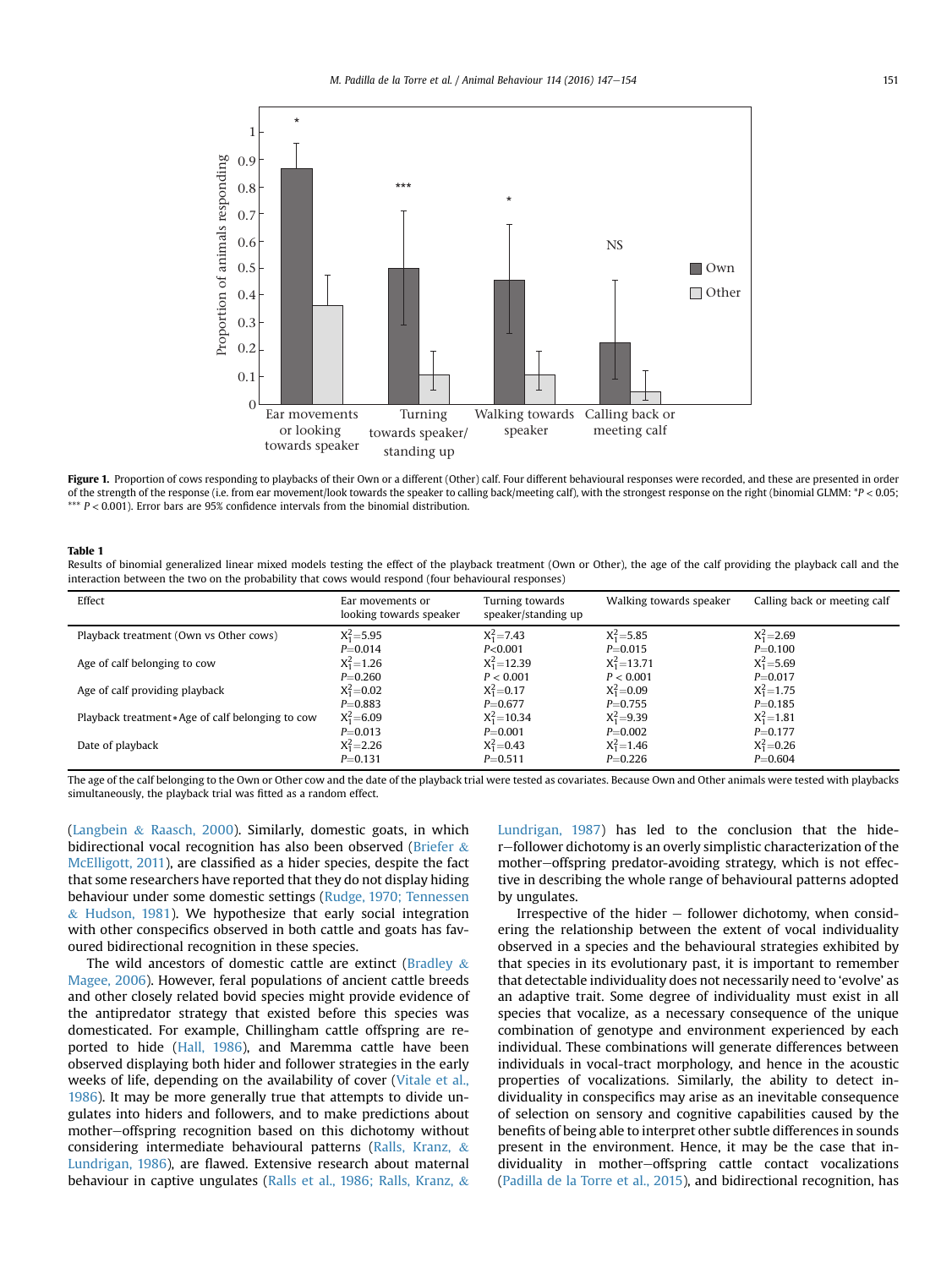**Figure 1.** Proportion of cows responding to playbacks of their Own or a different (Other) calf. Four different behavioural responses were recorded, and these are presented in order of the strength of the response (i.e. from ear movement/look towards the speaker to calling back/meeting calf), with the strongest response on the right (binomial GLMM: *$P < 0.05$; *** $P < 0.001$). Error bars are 95% confidence intervals from the binomial distribution.

**Table 1**
Results of binomial generalized linear mixed models testing the effect of the playback treatment (Own or Other), the age of the calf providing the playback call and the interaction between the two on the probability that cows would respond (four behavioural responses)

| Effect | Ear movements or looking towards speaker | Turning towards speaker/standing up | Walking towards speaker | Calling back or meeting calf |
|---|---|---|---|---|
| Playback treatment (Own vs Other cows) | $X^2_1=5.95$ $P=0.014$ | $X^2_1=7.43$ $P<0.001$ | $X^2_1=5.85$ $P=0.015$ | $X^2_1=2.69$ $P=0.100$ |
| Age of calf belonging to cow | $X^2_1=1.26$ $P=0.260$ | $X^2_1=12.39$ $P<0.001$ | $X^2_1=13.71$ $P<0.001$ | $X^2_1=5.69$ $P=0.017$ |
| Age of calf providing playback | $X^2_1=0.02$ $P=0.883$ | $X^2_1=0.17$ $P=0.677$ | $X^2_1=0.09$ $P=0.755$ | $X^2_1=1.75$ $P=0.185$ |
| Playback treatment * Age of calf belonging to cow | $X^2_1=6.09$ $P=0.013$ | $X^2_1=10.34$ $P=0.001$ | $X^2_1=9.39$ $P=0.002$ | $X^2_1=1.81$ $P=0.177$ |
| Date of playback | $X^2_1=2.26$ $P=0.131$ | $X^2_1=0.43$ $P=0.511$ | $X^2_1=1.46$ $P=0.226$ | $X^2_1=0.26$ $P=0.604$ |

The age of the calf belonging to the Own or Other cow and the date of the playback trial were tested as covariates. Because Own and Other animals were tested with playbacks simultaneously, the playback trial was fitted as a random effect.

(Langbein & Raasch, 2000). Similarly, domestic goats, in which bidirectional vocal recognition has also been observed (Briefer & McElligott, 2011), are classified as a hider species, despite the fact that some researchers have reported that they do not display hiding behaviour under some domestic settings (Rudge, 1970; Tennessen & Hudson, 1981). We hypothesize that early social integration with other conspecifics observed in both cattle and goats has favoured bidirectional recognition in these species.

The wild ancestors of domestic cattle are extinct (Bradley & Magee, 2006). However, feral populations of ancient cattle breeds and other closely related bovid species might provide evidence of the antipredator strategy that existed before this species was domesticated. For example, Chillingham cattle offspring are reported to hide (Hall, 1986), and Maremma cattle have been observed displaying both hider and follower strategies in the early weeks of life, depending on the availability of cover (Vitale et al., 1986). It may be more generally true that attempts to divide ungulates into hiders and followers, and to make predictions about mother–offspring recognition based on this dichotomy without considering intermediate behavioural patterns (Ralls, Kranz, & Lundrigan, 1986), are flawed. Extensive research about maternal behaviour in captive ungulates (Ralls et al., 1986; Ralls, Kranz, & Lundrigan, 1987) has led to the conclusion that the hider–follower dichotomy is an overly simplistic characterization of the mother–offspring predator-avoiding strategy, which is not effective in describing the whole range of behavioural patterns adopted by ungulates.

Irrespective of the hider – follower dichotomy, when considering the relationship between the extent of vocal individuality observed in a species and the behavioural strategies exhibited by that species in its evolutionary past, it is important to remember that detectable individuality does not necessarily need to 'evolve' as an adaptive trait. Some degree of individuality must exist in all species that vocalize, as a necessary consequence of the unique combination of genotype and environment experienced by each individual. These combinations will generate differences between individuals in vocal-tract morphology, and hence in the acoustic properties of vocalizations. Similarly, the ability to detect individuality in conspecifics may arise as an inevitable consequence of selection on sensory and cognitive capabilities caused by the benefits of being able to interpret other subtle differences in sounds present in the environment. Hence, it may be the case that individuality in mother–offspring cattle contact vocalizations (Padilla de la Torre et al., 2015), and bidirectional recognition, has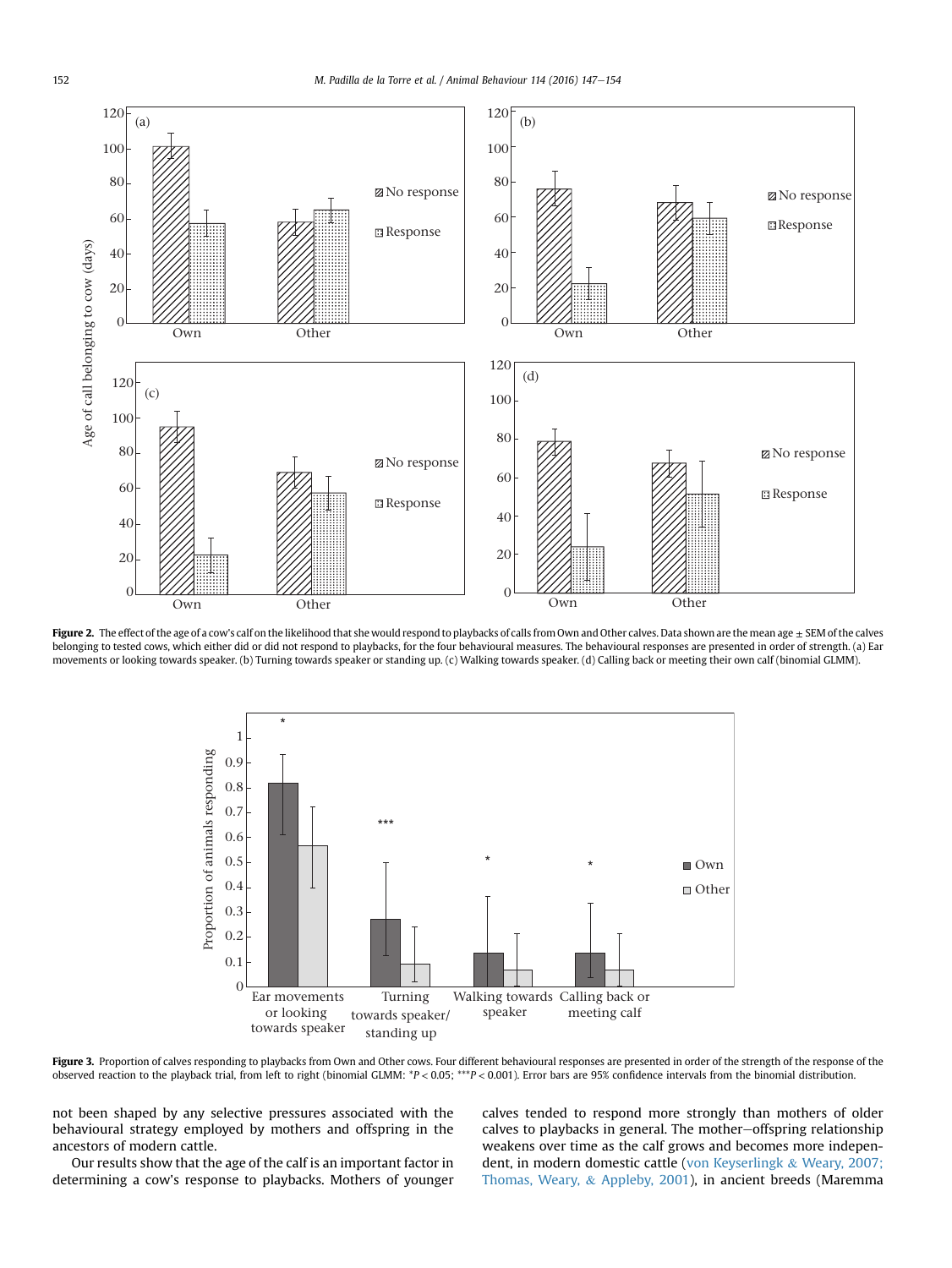**Figure 2.** The effect of the age of a cow's calf on the likelihood that she would respond to playbacks of calls from Own and Other calves. Data shown are the mean age ± SEM of the calves belonging to tested cows, which either did or did not respond to playbacks, for the four behavioural measures. The behavioural responses are presented in order of strength. (a) Ear movements or looking towards speaker. (b) Turning towards speaker or standing up. (c) Walking towards speaker. (d) Calling back or meeting their own calf (binomial GLMM).

**Figure 3.** Proportion of calves responding to playbacks from Own and Other cows. Four different behavioural responses are presented in order of the strength of the response of the observed reaction to the playback trial, from left to right (binomial GLMM: *$P < 0.05$; ***$P < 0.001$). Error bars are 95% confidence intervals from the binomial distribution.

not been shaped by any selective pressures associated with the behavioural strategy employed by mothers and offspring in the ancestors of modern cattle.

Our results show that the age of the calf is an important factor in determining a cow's response to playbacks. Mothers of younger calves tended to respond more strongly than mothers of older calves to playbacks in general. The mother–offspring relationship weakens over time as the calf grows and becomes more independent, in modern domestic cattle (von Keyserlingk & Weary, 2007; Thomas, Weary, & Appleby, 2001), in ancient breeds (Maremma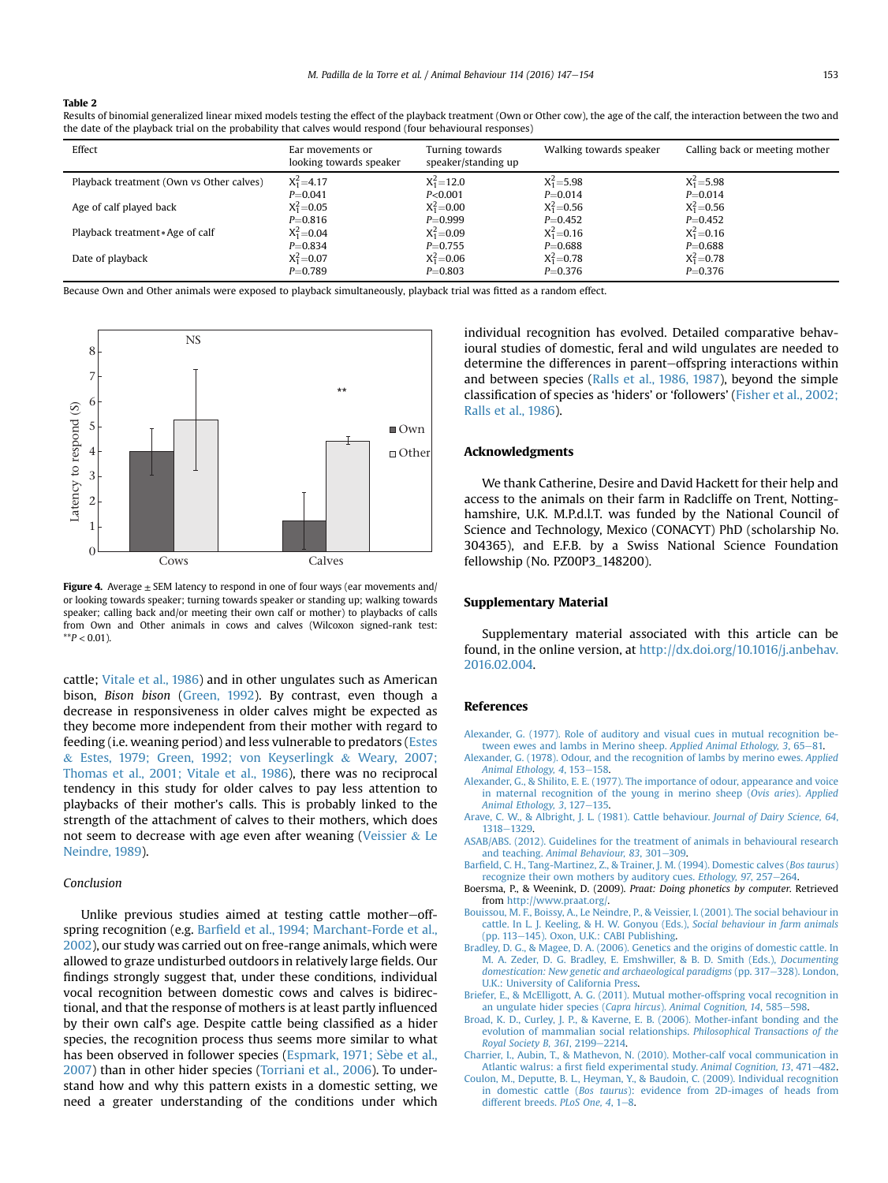**Table 2**

Results of binomial generalized linear mixed models testing the effect of the playback treatment (Own or Other cow), the age of the calf, the interaction between the two and the date of the playback trial on the probability that calves would respond (four behavioural responses)

| Effect | Ear movements or looking towards speaker | Turning towards speaker/standing up | Walking towards speaker | Calling back or meeting mother |
|---|---|---|---|---|
| Playback treatment (Own vs Other calves) | $X^2_1=4.17$ $P=0.041$ | $X^2_1=12.0$ $P<0.001$ | $X^2_1=5.98$ $P=0.014$ | $X^2_1=5.98$ $P=0.014$ |
| Age of calf played back | $X^2_1=0.05$ $P=0.816$ | $X^2_1=0.00$ $P=0.999$ | $X^2_1=0.56$ $P=0.452$ | $X^2_1=0.56$ $P=0.452$ |
| Playback treatment*Age of calf | $X^2_1=0.04$ $P=0.834$ | $X^2_1=0.09$ $P=0.755$ | $X^2_1=0.16$ $P=0.688$ | $X^2_1=0.16$ $P=0.688$ |
| Date of playback | $X^2_1=0.07$ $P=0.789$ | $X^2_1=0.06$ $P=0.803$ | $X^2_1=0.78$ $P=0.376$ | $X^2_1=0.78$ $P=0.376$ |

Because Own and Other animals were exposed to playback simultaneously, playback trial was fitted as a random effect.

**Figure 4.** Average ± SEM latency to respond in one of four ways (ear movements and/or looking towards speaker; turning towards speaker or standing up; walking towards speaker; calling back and/or meeting their own calf or mother) to playbacks of calls from Own and Other animals in cows and calves (Wilcoxon signed-rank test: $^{**}P < 0.01$).

cattle; Vitale et al., 1986) and in other ungulates such as American bison, *Bison bison* (Green, 1992). By contrast, even though a decrease in responsiveness in older calves might be expected as they become more independent from their mother with regard to feeding (i.e. weaning period) and less vulnerable to predators (Estes & Estes, 1979; Green, 1992; von Keyserlingk & Weary, 2007; Thomas et al., 2001; Vitale et al., 1986), there was no reciprocal tendency in this study for older calves to pay less attention to playbacks of their mother's calls. This is probably linked to the strength of the attachment of calves to their mothers, which does not seem to decrease with age even after weaning (Veissier & Le Neindre, 1989).

### Conclusion

Unlike previous studies aimed at testing cattle mother–offspring recognition (e.g. Barfield et al., 1994; Marchant-Forde et al., 2002), our study was carried out on free-range animals, which were allowed to graze undisturbed outdoors in relatively large fields. Our findings strongly suggest that, under these conditions, individual vocal recognition between domestic cows and calves is bidirectional, and that the response of mothers is at least partly influenced by their own calf's age. Despite cattle being classified as a hider species, the recognition process thus seems more similar to what has been observed in follower species (Espmark, 1971; Sèbe et al., 2007) than in other hider species (Torriani et al., 2006). To understand how and why this pattern exists in a domestic setting, we need a greater understanding of the conditions under which individual recognition has evolved. Detailed comparative behavioural studies of domestic, feral and wild ungulates are needed to determine the differences in parent–offspring interactions within and between species (Ralls et al., 1986, 1987), beyond the simple classification of species as 'hiders' or 'followers' (Fisher et al., 2002; Ralls et al., 1986).

## Acknowledgments

We thank Catherine, Desire and David Hackett for their help and access to the animals on their farm in Radcliffe on Trent, Nottinghamshire, U.K. M.P.d.l.T. was funded by the National Council of Science and Technology, Mexico (CONACYT) PhD (scholarship No. 304365), and E.F.B. by a Swiss National Science Foundation fellowship (No. PZ00P3_148200).

## Supplementary Material

Supplementary material associated with this article can be found, in the online version, at http://dx.doi.org/10.1016/j.anbehav.2016.02.004.

## References

Alexander, G. (1977). Role of auditory and visual cues in mutual recognition between ewes and lambs in Merino sheep. *Applied Animal Ethology, 3*, 65–81.

Alexander, G. (1978). Odour, and the recognition of lambs by merino ewes. *Applied Animal Ethology, 4*, 153–158.

Alexander, G., & Shilito, E. E. (1977). The importance of odour, appearance and voice in maternal recognition of the young in merino sheep (*Ovis aries*). *Applied Animal Ethology, 3*, 127–135.

Arave, C. W., & Albright, J. L. (1981). Cattle behaviour. *Journal of Dairy Science, 64*, 1318–1329.

ASAB/ABS. (2012). Guidelines for the treatment of animals in behavioural research and teaching. *Animal Behaviour, 83*, 301–309.

Barfield, C. H., Tang-Martinez, Z., & Trainer, J. M. (1994). Domestic calves (*Bos taurus*) recognize their own mothers by auditory cues. *Ethology, 97*, 257–264.

Boersma, P., & Weenink, D. (2009). *Praat: Doing phonetics by computer*. Retrieved from http://www.praat.org/.

Bouissou, M. F., Boissy, A., Le Neindre, P., & Veissier, I. (2001). The social behaviour in cattle. In L. J. Keeling, & H. W. Gonyou (Eds.), *Social behaviour in farm animals* (pp. 113–145). Oxon, U.K.: CABI Publishing.

Bradley, D. G., & Magee, D. A. (2006). Genetics and the origins of domestic cattle. In M. A. Zeder, D. G. Bradley, E. Emshwiller, & B. D. Smith (Eds.), *Documenting domestication: New genetic and archaeological paradigms* (pp. 317–328). London, U.K.: University of California Press.

Briefer, E., & McElligott, A. G. (2011). Mutual mother-offspring vocal recognition in an ungulate hider species (*Capra hircus*). *Animal Cognition, 14*, 585–598.

Broad, K. D., Curley, J. P., & Kaverne, E. B. (2006). Mother-infant bonding and the evolution of mammalian social relationships. *Philosophical Transactions of the Royal Society B, 361*, 2199–2214.

Charrier, I., Aubin, T., & Mathevon, N. (2010). Mother-calf vocal communication in Atlantic walrus: a first field experimental study. *Animal Cognition, 13*, 471–482.

Coulon, M., Deputte, B. L., Heyman, Y., & Baudoin, C. (2009). Individual recognition in domestic cattle (*Bos taurus*): evidence from 2D-images of heads from different breeds. *PLoS One, 4*, 1–8.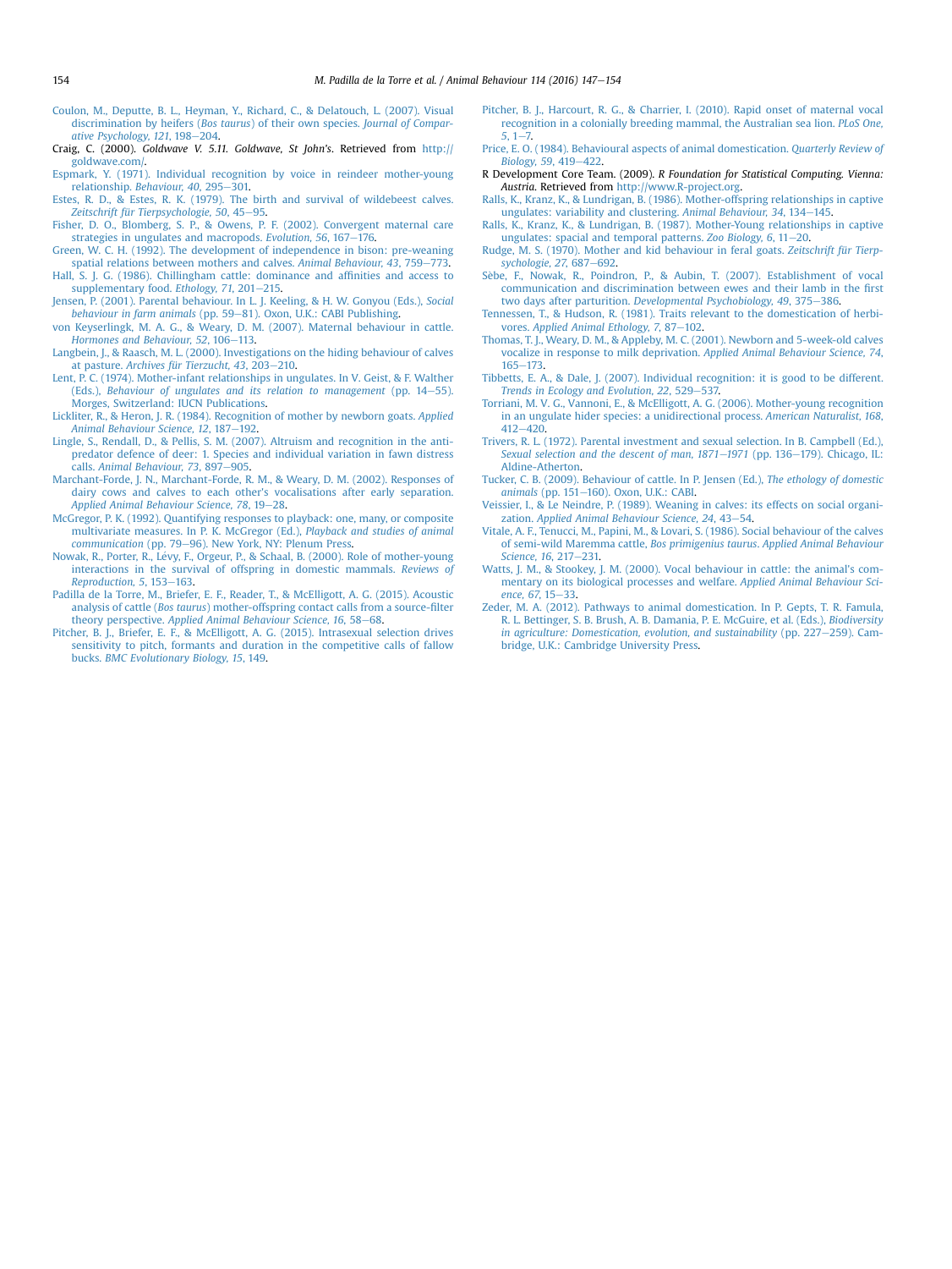Coulon, M., Deputte, B. L., Heyman, Y., Richard, C., & Delatouch, L. (2007). Visual discrimination by heifers (*Bos taurus*) of their own species. *Journal of Comparative Psychology, 121*, 198–204.

Craig, C. (2000). *Goldwave V. 5.11. Goldwave, St John's*. Retrieved from http://goldwave.com/.

Espmark, Y. (1971). Individual recognition by voice in reindeer mother-young relationship. *Behaviour, 40*, 295–301.

Estes, R. D., & Estes, R. K. (1979). The birth and survival of wildebeest calves. *Zeitschrift für Tierpsychologie, 50*, 45–95.

Fisher, D. O., Blomberg, S. P., & Owens, P. F. (2002). Convergent maternal care strategies in ungulates and macropods. *Evolution, 56*, 167–176.

Green, W. C. H. (1992). The development of independence in bison: pre-weaning spatial relations between mothers and calves. *Animal Behaviour, 43*, 759–773.

Hall, S. J. G. (1986). Chillingham cattle: dominance and affinities and access to supplementary food. *Ethology, 71*, 201–215.

Jensen, P. (2001). Parental behaviour. In L. J. Keeling, & H. W. Gonyou (Eds.), *Social behaviour in farm animals* (pp. 59–81). Oxon, U.K.: CABI Publishing.

von Keyserlingk, M. A. G., & Weary, D. M. (2007). Maternal behaviour in cattle. *Hormones and Behaviour, 52*, 106–113.

Langbein, J., & Raasch, M. L. (2000). Investigations on the hiding behaviour of calves at pasture. *Archives für Tierzucht, 43*, 203–210.

Lent, P. C. (1974). Mother-infant relationships in ungulates. In V. Geist, & F. Walther (Eds.), *Behaviour of ungulates and its relation to management* (pp. 14–55). Morges, Switzerland: IUCN Publications.

Lickliter, R., & Heron, J. R. (1984). Recognition of mother by newborn goats. *Applied Animal Behaviour Science, 12*, 187–192.

Lingle, S., Rendall, D., & Pellis, S. M. (2007). Altruism and recognition in the antipredator defence of deer: 1. Species and individual variation in fawn distress calls. *Animal Behaviour, 73*, 897–905.

Marchant-Forde, J. N., Marchant-Forde, R. M., & Weary, D. M. (2002). Responses of dairy cows and calves to each other's vocalisations after early separation. *Applied Animal Behaviour Science, 78*, 19–28.

McGregor, P. K. (1992). Quantifying responses to playback: one, many, or composite multivariate measures. In P. K. McGregor (Ed.), *Playback and studies of animal communication* (pp. 79–96). New York, NY: Plenum Press.

Nowak, R., Porter, R., Lévy, F., Orgeur, P., & Schaal, B. (2000). Role of mother-young interactions in the survival of offspring in domestic mammals. *Reviews of Reproduction, 5*, 153–163.

Padilla de la Torre, M., Briefer, E. F., Reader, T., & McElligott, A. G. (2015). Acoustic analysis of cattle (*Bos taurus*) mother-offspring contact calls from a source-filter theory perspective. *Applied Animal Behaviour Science, 16*, 58–68.

Pitcher, B. J., Briefer, E. F., & McElligott, A. G. (2015). Intrasexual selection drives sensitivity to pitch, formants and duration in the competitive calls of fallow bucks. *BMC Evolutionary Biology, 15*, 149.

Pitcher, B. J., Harcourt, R. G., & Charrier, I. (2010). Rapid onset of maternal vocal recognition in a colonially breeding mammal, the Australian sea lion. *PLoS One, 5*, 1–7.

Price, E. O. (1984). Behavioural aspects of animal domestication. *Quarterly Review of Biology, 59*, 419–422.

R Development Core Team. (2009). *R Foundation for Statistical Computing. Vienna: Austria*. Retrieved from http://www.R-project.org.

Ralls, K., Kranz, K., & Lundrigan, B. (1986). Mother-offspring relationships in captive ungulates: variability and clustering. *Animal Behaviour, 34*, 134–145.

Ralls, K., Kranz, K., & Lundrigan, B. (1987). Mother-Young relationships in captive ungulates: spacial and temporal patterns. *Zoo Biology, 6*, 11–20.

Rudge, M. S. (1970). Mother and kid behaviour in feral goats. *Zeitschrift für Tierpsychologie, 27*, 687–692.

Sèbe, F., Nowak, R., Poindron, P., & Aubin, T. (2007). Establishment of vocal communication and discrimination between ewes and their lamb in the first two days after parturition. *Developmental Psychobiology, 49*, 375–386.

Tennessen, T., & Hudson, R. (1981). Traits relevant to the domestication of herbivores. *Applied Animal Ethology, 7*, 87–102.

Thomas, T. J., Weary, D. M., & Appleby, M. C. (2001). Newborn and 5-week-old calves vocalize in response to milk deprivation. *Applied Animal Behaviour Science, 74*, 165–173.

Tibbetts, E. A., & Dale, J. (2007). Individual recognition: it is good to be different. *Trends in Ecology and Evolution, 22*, 529–537.

Torriani, M. V. G., Vannoni, E., & McElligott, A. G. (2006). Mother-young recognition in an ungulate hider species: a unidirectional process. *American Naturalist, 168*, 412–420.

Trivers, R. L. (1972). Parental investment and sexual selection. In B. Campbell (Ed.), *Sexual selection and the descent of man, 1871–1971* (pp. 136–179). Chicago, IL: Aldine-Atherton.

Tucker, C. B. (2009). Behaviour of cattle. In P. Jensen (Ed.), *The ethology of domestic animals* (pp. 151–160). Oxon, U.K.: CABI.

Veissier, I., & Le Neindre, P. (1989). Weaning in calves: its effects on social organization. *Applied Animal Behaviour Science, 24*, 43–54.

Vitale, A. F., Tenucci, M., Papini, M., & Lovari, S. (1986). Social behaviour of the calves of semi-wild Maremma cattle, *Bos primigenius taurus*. *Applied Animal Behaviour Science, 16*, 217–231.

Watts, J. M., & Stookey, J. M. (2000). Vocal behaviour in cattle: the animal's commentary on its biological processes and welfare. *Applied Animal Behaviour Science, 67*, 15–33.

Zeder, M. A. (2012). Pathways to animal domestication. In P. Gepts, T. R. Famula, R. L. Bettinger, S. B. Brush, A. B. Damania, P. E. McGuire, et al. (Eds.), *Biodiversity in agriculture: Domestication, evolution, and sustainability* (pp. 227–259). Cambridge, U.K.: Cambridge University Press.